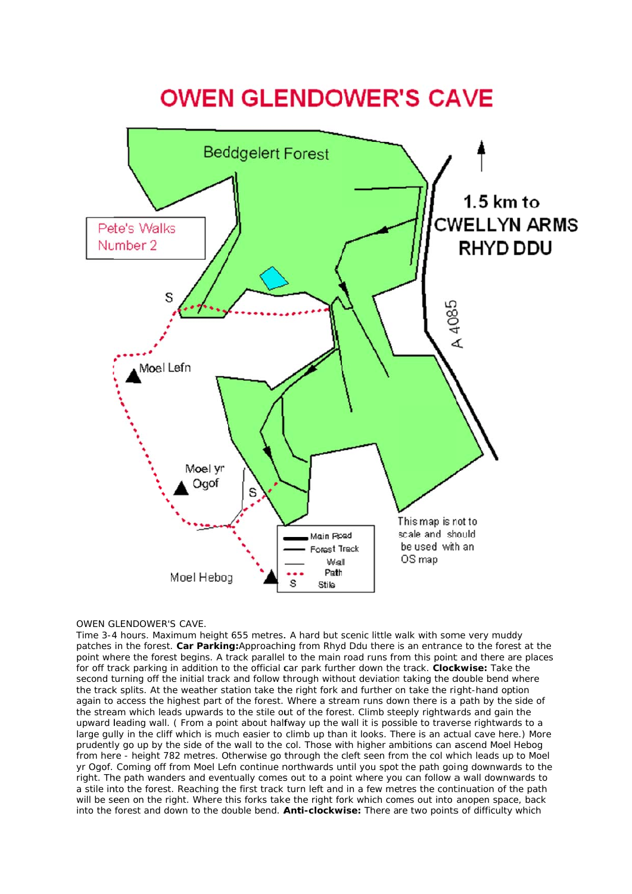# OWEN GLENDOWER'S CAVE

OWEN GLENDOWER'S CAVE.
Time 3-4 hours. Maximum height 655 metres. A hard but scenic little walk with some very muddy patches in the forest. **Car Parking:** Approaching from Rhyd Ddu there is an entrance to the forest at the point where the forest begins. A track parallel to the main road runs from this point and there are places for off track parking in addition to the official car park further down the track. **Clockwise:** Take the second turning off the initial track and follow through without deviation taking the double bend where the track splits. At the weather station take the right fork and further on take the right-hand option again to access the highest part of the forest. Where a stream runs down there is a path by the side of the stream which leads upwards to the stile out of the forest. Climb steeply rightwards and gain the upward leading wall. ( From a point about halfway up the wall it is possible to traverse rightwards to a large gully in the cliff which is much easier to climb up than it looks. There is an actual cave here.) More prudently go up by the side of the wall to the col. Those with higher ambitions can ascend Moel Hebog from here - height 782 metres. Otherwise go through the cleft seen from the col which leads up to Moel yr Ogof. Coming off from Moel Lefn continue northwards until you spot the path going downwards to the right. The path wanders and eventually comes out to a point where you can follow a wall downwards to a stile into the forest. Reaching the first track turn left and in a few metres the continuation of the path will be seen on the right. Where this forks take the right fork which comes out into anopen space, back into the forest and down to the double bend. **Anti-clockwise:** There are two points of difficulty which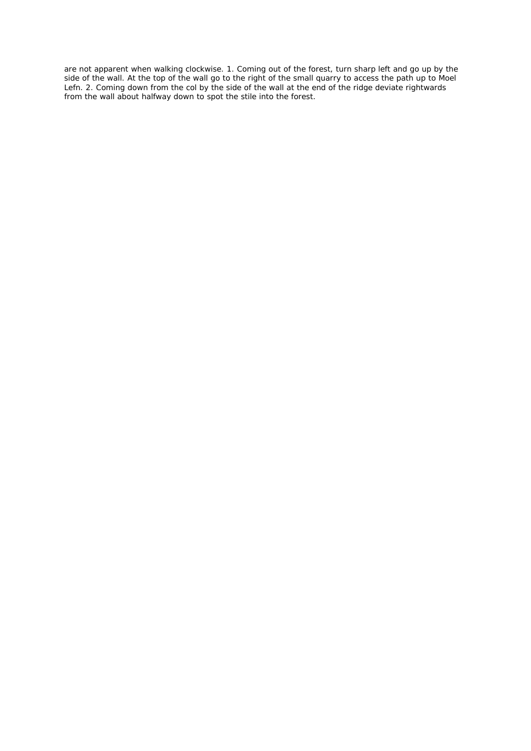are not apparent when walking clockwise. 1. Coming out of the forest, turn sharp left and go up by the side of the wall. At the top of the wall go to the right of the small quarry to access the path up to Moel Lefn. 2. Coming down from the col by the side of the wall at the end of the ridge deviate rightwards from the wall about halfway down to spot the stile into the forest.